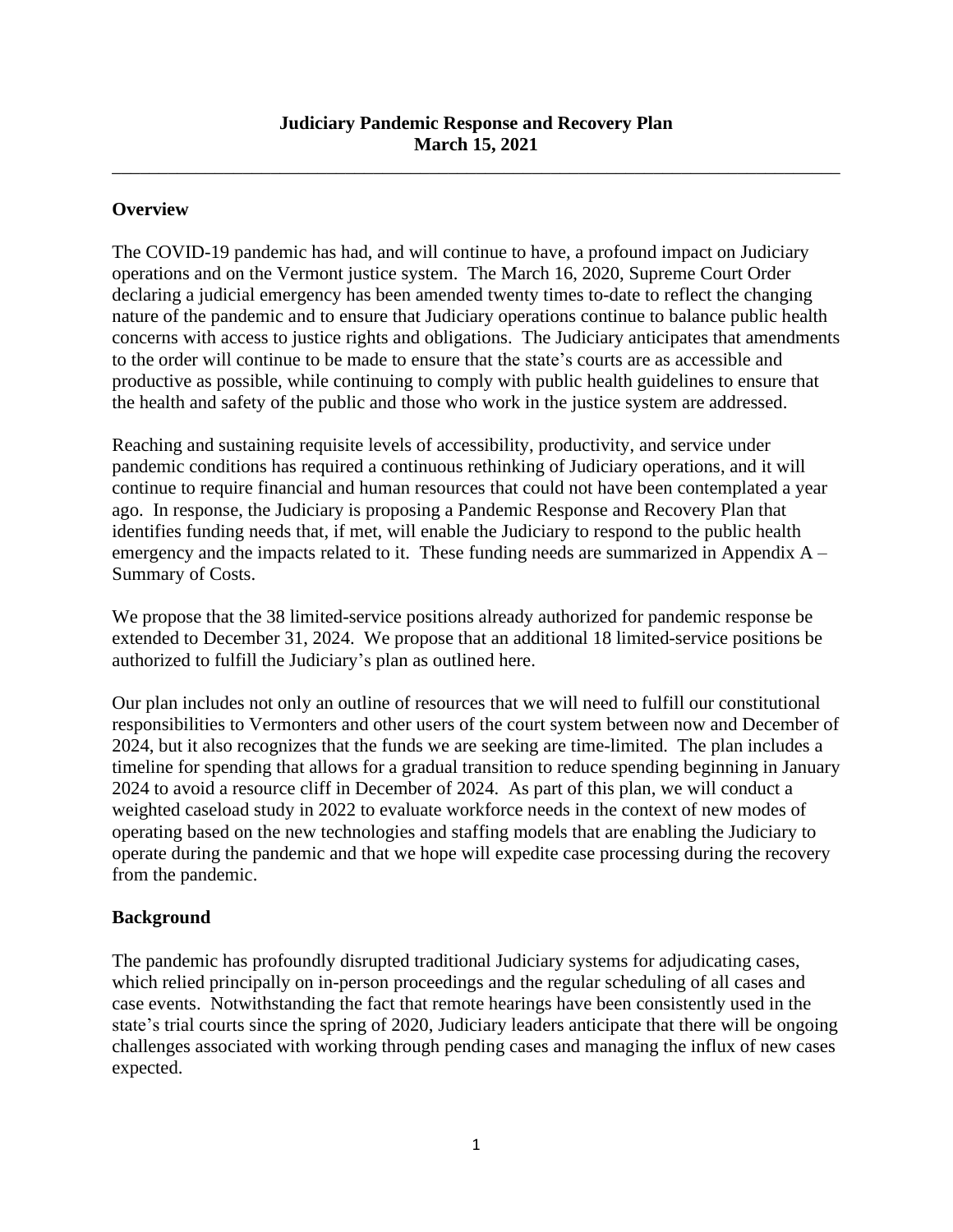# Judiciary Pandemic Response and Recovery Plan
## March 15, 2021

---

### Overview

The COVID-19 pandemic has had, and will continue to have, a profound impact on Judiciary operations and on the Vermont justice system. The March 16, 2020, Supreme Court Order declaring a judicial emergency has been amended twenty times to-date to reflect the changing nature of the pandemic and to ensure that Judiciary operations continue to balance public health concerns with access to justice rights and obligations. The Judiciary anticipates that amendments to the order will continue to be made to ensure that the state's courts are as accessible and productive as possible, while continuing to comply with public health guidelines to ensure that the health and safety of the public and those who work in the justice system are addressed.

Reaching and sustaining requisite levels of accessibility, productivity, and service under pandemic conditions has required a continuous rethinking of Judiciary operations, and it will continue to require financial and human resources that could not have been contemplated a year ago. In response, the Judiciary is proposing a Pandemic Response and Recovery Plan that identifies funding needs that, if met, will enable the Judiciary to respond to the public health emergency and the impacts related to it. These funding needs are summarized in Appendix A – Summary of Costs.

We propose that the 38 limited-service positions already authorized for pandemic response be extended to December 31, 2024. We propose that an additional 18 limited-service positions be authorized to fulfill the Judiciary's plan as outlined here.

Our plan includes not only an outline of resources that we will need to fulfill our constitutional responsibilities to Vermonters and other users of the court system between now and December of 2024, but it also recognizes that the funds we are seeking are time-limited. The plan includes a timeline for spending that allows for a gradual transition to reduce spending beginning in January 2024 to avoid a resource cliff in December of 2024. As part of this plan, we will conduct a weighted caseload study in 2022 to evaluate workforce needs in the context of new modes of operating based on the new technologies and staffing models that are enabling the Judiciary to operate during the pandemic and that we hope will expedite case processing during the recovery from the pandemic.

### Background

The pandemic has profoundly disrupted traditional Judiciary systems for adjudicating cases, which relied principally on in-person proceedings and the regular scheduling of all cases and case events. Notwithstanding the fact that remote hearings have been consistently used in the state's trial courts since the spring of 2020, Judiciary leaders anticipate that there will be ongoing challenges associated with working through pending cases and managing the influx of new cases expected.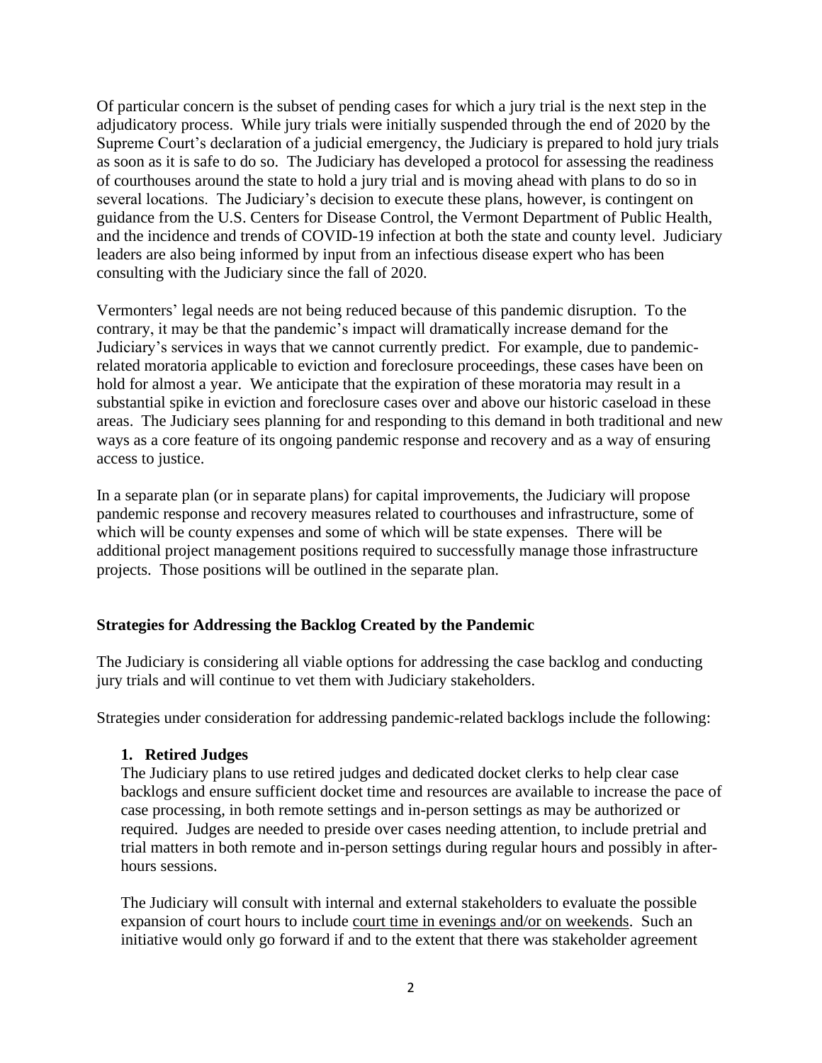Of particular concern is the subset of pending cases for which a jury trial is the next step in the adjudicatory process. While jury trials were initially suspended through the end of 2020 by the Supreme Court's declaration of a judicial emergency, the Judiciary is prepared to hold jury trials as soon as it is safe to do so. The Judiciary has developed a protocol for assessing the readiness of courthouses around the state to hold a jury trial and is moving ahead with plans to do so in several locations. The Judiciary's decision to execute these plans, however, is contingent on guidance from the U.S. Centers for Disease Control, the Vermont Department of Public Health, and the incidence and trends of COVID-19 infection at both the state and county level. Judiciary leaders are also being informed by input from an infectious disease expert who has been consulting with the Judiciary since the fall of 2020.

Vermonters' legal needs are not being reduced because of this pandemic disruption. To the contrary, it may be that the pandemic's impact will dramatically increase demand for the Judiciary's services in ways that we cannot currently predict. For example, due to pandemic-related moratoria applicable to eviction and foreclosure proceedings, these cases have been on hold for almost a year. We anticipate that the expiration of these moratoria may result in a substantial spike in eviction and foreclosure cases over and above our historic caseload in these areas. The Judiciary sees planning for and responding to this demand in both traditional and new ways as a core feature of its ongoing pandemic response and recovery and as a way of ensuring access to justice.

In a separate plan (or in separate plans) for capital improvements, the Judiciary will propose pandemic response and recovery measures related to courthouses and infrastructure, some of which will be county expenses and some of which will be state expenses. There will be additional project management positions required to successfully manage those infrastructure projects. Those positions will be outlined in the separate plan.

## Strategies for Addressing the Backlog Created by the Pandemic

The Judiciary is considering all viable options for addressing the case backlog and conducting jury trials and will continue to vet them with Judiciary stakeholders.

Strategies under consideration for addressing pandemic-related backlogs include the following:

### 1. Retired Judges

The Judiciary plans to use retired judges and dedicated docket clerks to help clear case backlogs and ensure sufficient docket time and resources are available to increase the pace of case processing, in both remote settings and in-person settings as may be authorized or required. Judges are needed to preside over cases needing attention, to include pretrial and trial matters in both remote and in-person settings during regular hours and possibly in after-hours sessions.

The Judiciary will consult with internal and external stakeholders to evaluate the possible expansion of court hours to include court time in evenings and/or on weekends. Such an initiative would only go forward if and to the extent that there was stakeholder agreement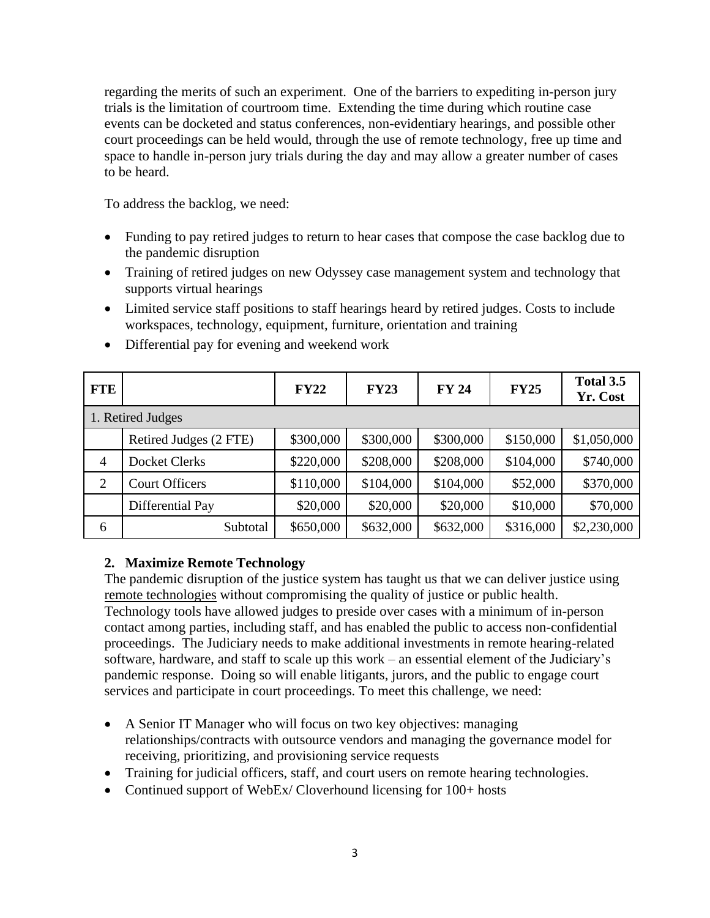regarding the merits of such an experiment. One of the barriers to expediting in-person jury trials is the limitation of courtroom time. Extending the time during which routine case events can be docketed and status conferences, non-evidentiary hearings, and possible other court proceedings can be held would, through the use of remote technology, free up time and space to handle in-person jury trials during the day and may allow a greater number of cases to be heard.

To address the backlog, we need:

- Funding to pay retired judges to return to hear cases that compose the case backlog due to the pandemic disruption
- Training of retired judges on new Odyssey case management system and technology that supports virtual hearings
- Limited service staff positions to staff hearings heard by retired judges. Costs to include workspaces, technology, equipment, furniture, orientation and training
- Differential pay for evening and weekend work

| FTE | | FY22 | FY23 | FY 24 | FY25 | Total 3.5 Yr. Cost |
|---|---|---|---|---|---|---|
| 1. Retired Judges | | | | | | |
| | Retired Judges (2 FTE) | $300,000 | $300,000 | $300,000 | $150,000 | $1,050,000 |
| 4 | Docket Clerks | $220,000 | $208,000 | $208,000 | $104,000 | $740,000 |
| 2 | Court Officers | $110,000 | $104,000 | $104,000 | $52,000 | $370,000 |
| | Differential Pay | $20,000 | $20,000 | $20,000 | $10,000 | $70,000 |
| 6 | Subtotal | $650,000 | $632,000 | $632,000 | $316,000 | $2,230,000 |

**2. Maximize Remote Technology**

The pandemic disruption of the justice system has taught us that we can deliver justice using remote technologies without compromising the quality of justice or public health. Technology tools have allowed judges to preside over cases with a minimum of in-person contact among parties, including staff, and has enabled the public to access non-confidential proceedings. The Judiciary needs to make additional investments in remote hearing-related software, hardware, and staff to scale up this work – an essential element of the Judiciary's pandemic response. Doing so will enable litigants, jurors, and the public to engage court services and participate in court proceedings. To meet this challenge, we need:

- A Senior IT Manager who will focus on two key objectives: managing relationships/contracts with outsource vendors and managing the governance model for receiving, prioritizing, and provisioning service requests
- Training for judicial officers, staff, and court users on remote hearing technologies.
- Continued support of WebEx/ Cloverhound licensing for 100+ hosts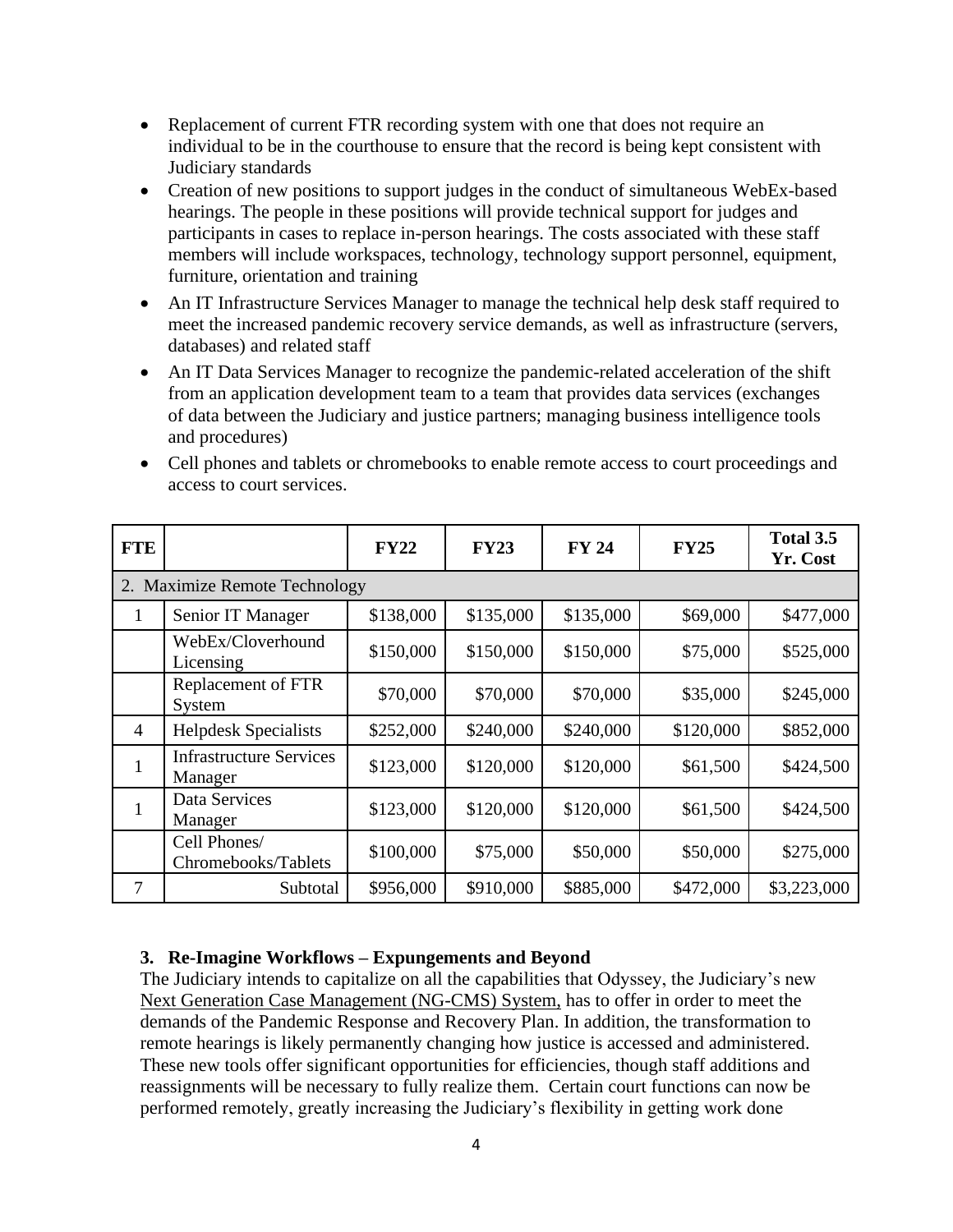- Replacement of current FTR recording system with one that does not require an individual to be in the courthouse to ensure that the record is being kept consistent with Judiciary standards
- Creation of new positions to support judges in the conduct of simultaneous WebEx-based hearings. The people in these positions will provide technical support for judges and participants in cases to replace in-person hearings. The costs associated with these staff members will include workspaces, technology, technology support personnel, equipment, furniture, orientation and training
- An IT Infrastructure Services Manager to manage the technical help desk staff required to meet the increased pandemic recovery service demands, as well as infrastructure (servers, databases) and related staff
- An IT Data Services Manager to recognize the pandemic-related acceleration of the shift from an application development team to a team that provides data services (exchanges of data between the Judiciary and justice partners; managing business intelligence tools and procedures)
- Cell phones and tablets or chromebooks to enable remote access to court proceedings and access to court services.

| FTE | | FY22 | FY23 | FY 24 | FY25 | Total 3.5 Yr. Cost |
|---|---|---|---|---|---|---|
| 2. Maximize Remote Technology | | | | | | |
| 1 | Senior IT Manager | $138,000 | $135,000 | $135,000 | $69,000 | $477,000 |
| | WebEx/Cloverhound Licensing | $150,000 | $150,000 | $150,000 | $75,000 | $525,000 |
| | Replacement of FTR System | $70,000 | $70,000 | $70,000 | $35,000 | $245,000 |
| 4 | Helpdesk Specialists | $252,000 | $240,000 | $240,000 | $120,000 | $852,000 |
| 1 | Infrastructure Services Manager | $123,000 | $120,000 | $120,000 | $61,500 | $424,500 |
| 1 | Data Services Manager | $123,000 | $120,000 | $120,000 | $61,500 | $424,500 |
| | Cell Phones/ Chromebooks/Tablets | $100,000 | $75,000 | $50,000 | $50,000 | $275,000 |
| 7 | Subtotal | $956,000 | $910,000 | $885,000 | $472,000 | $3,223,000 |

### 3. Re-Imagine Workflows – Expungements and Beyond

The Judiciary intends to capitalize on all the capabilities that Odyssey, the Judiciary's new Next Generation Case Management (NG-CMS) System, has to offer in order to meet the demands of the Pandemic Response and Recovery Plan. In addition, the transformation to remote hearings is likely permanently changing how justice is accessed and administered. These new tools offer significant opportunities for efficiencies, though staff additions and reassignments will be necessary to fully realize them. Certain court functions can now be performed remotely, greatly increasing the Judiciary's flexibility in getting work done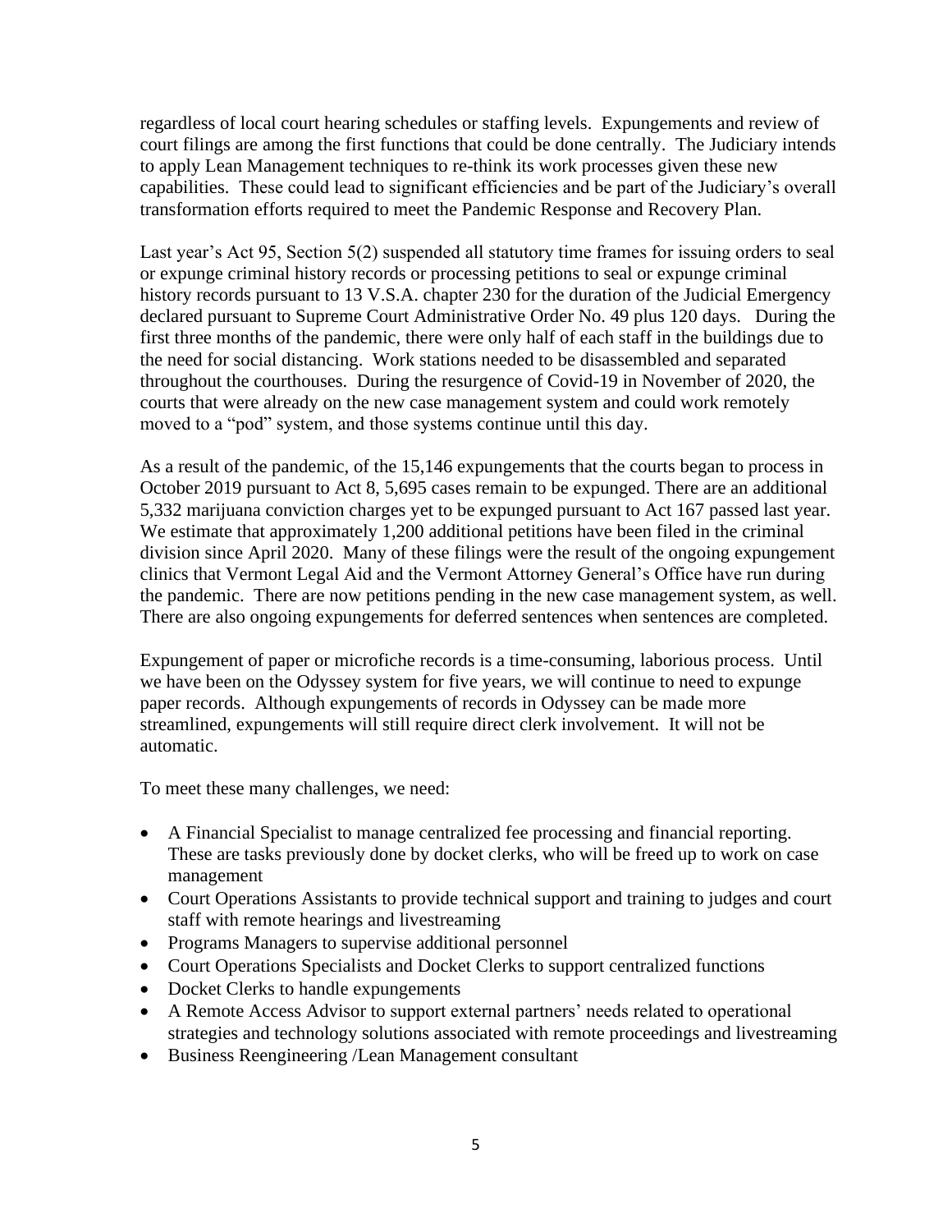regardless of local court hearing schedules or staffing levels. Expungements and review of court filings are among the first functions that could be done centrally. The Judiciary intends to apply Lean Management techniques to re-think its work processes given these new capabilities. These could lead to significant efficiencies and be part of the Judiciary's overall transformation efforts required to meet the Pandemic Response and Recovery Plan.

Last year's Act 95, Section 5(2) suspended all statutory time frames for issuing orders to seal or expunge criminal history records or processing petitions to seal or expunge criminal history records pursuant to 13 V.S.A. chapter 230 for the duration of the Judicial Emergency declared pursuant to Supreme Court Administrative Order No. 49 plus 120 days. During the first three months of the pandemic, there were only half of each staff in the buildings due to the need for social distancing. Work stations needed to be disassembled and separated throughout the courthouses. During the resurgence of Covid-19 in November of 2020, the courts that were already on the new case management system and could work remotely moved to a "pod" system, and those systems continue until this day.

As a result of the pandemic, of the 15,146 expungements that the courts began to process in October 2019 pursuant to Act 8, 5,695 cases remain to be expunged. There are an additional 5,332 marijuana conviction charges yet to be expunged pursuant to Act 167 passed last year. We estimate that approximately 1,200 additional petitions have been filed in the criminal division since April 2020. Many of these filings were the result of the ongoing expungement clinics that Vermont Legal Aid and the Vermont Attorney General's Office have run during the pandemic. There are now petitions pending in the new case management system, as well. There are also ongoing expungements for deferred sentences when sentences are completed.

Expungement of paper or microfiche records is a time-consuming, laborious process. Until we have been on the Odyssey system for five years, we will continue to need to expunge paper records. Although expungements of records in Odyssey can be made more streamlined, expungements will still require direct clerk involvement. It will not be automatic.

To meet these many challenges, we need:

- A Financial Specialist to manage centralized fee processing and financial reporting. These are tasks previously done by docket clerks, who will be freed up to work on case management
- Court Operations Assistants to provide technical support and training to judges and court staff with remote hearings and livestreaming
- Programs Managers to supervise additional personnel
- Court Operations Specialists and Docket Clerks to support centralized functions
- Docket Clerks to handle expungements
- A Remote Access Advisor to support external partners' needs related to operational strategies and technology solutions associated with remote proceedings and livestreaming
- Business Reengineering /Lean Management consultant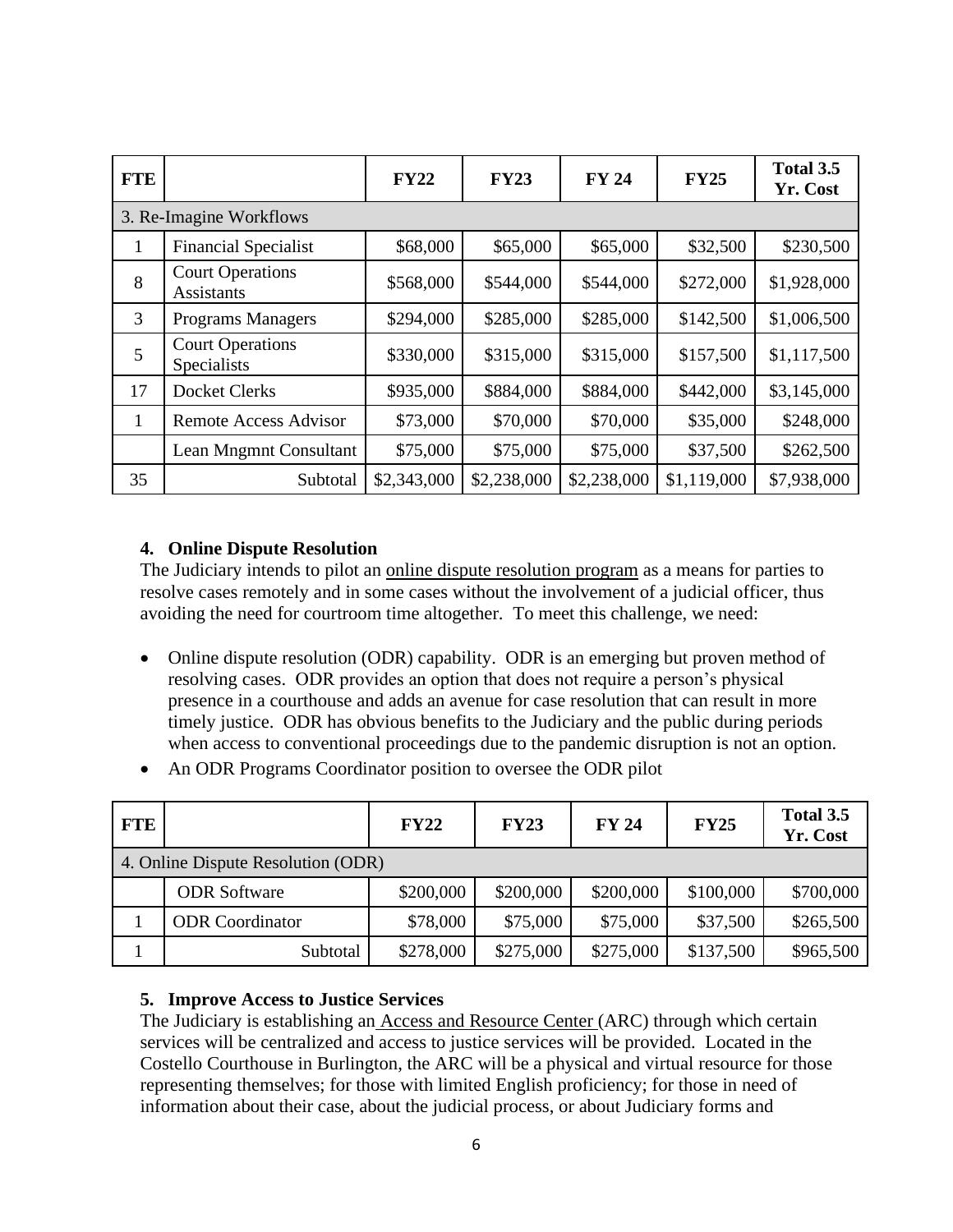| FTE | | FY22 | FY23 | FY 24 | FY25 | Total 3.5 Yr. Cost |
|---|---|---|---|---|---|---|
| 3. Re-Imagine Workflows | | | | | | |
| 1 | Financial Specialist | $68,000 | $65,000 | $65,000 | $32,500 | $230,500 |
| 8 | Court Operations Assistants | $568,000 | $544,000 | $544,000 | $272,000 | $1,928,000 |
| 3 | Programs Managers | $294,000 | $285,000 | $285,000 | $142,500 | $1,006,500 |
| 5 | Court Operations Specialists | $330,000 | $315,000 | $315,000 | $157,500 | $1,117,500 |
| 17 | Docket Clerks | $935,000 | $884,000 | $884,000 | $442,000 | $3,145,000 |
| 1 | Remote Access Advisor | $73,000 | $70,000 | $70,000 | $35,000 | $248,000 |
| | Lean Mngmnt Consultant | $75,000 | $75,000 | $75,000 | $37,500 | $262,500 |
| 35 | Subtotal | $2,343,000 | $2,238,000 | $2,238,000 | $1,119,000 | $7,938,000 |

#### 4. Online Dispute Resolution

The Judiciary intends to pilot an online dispute resolution program as a means for parties to resolve cases remotely and in some cases without the involvement of a judicial officer, thus avoiding the need for courtroom time altogether. To meet this challenge, we need:

- Online dispute resolution (ODR) capability. ODR is an emerging but proven method of resolving cases. ODR provides an option that does not require a person's physical presence in a courthouse and adds an avenue for case resolution that can result in more timely justice. ODR has obvious benefits to the Judiciary and the public during periods when access to conventional proceedings due to the pandemic disruption is not an option.
- An ODR Programs Coordinator position to oversee the ODR pilot

| FTE | | FY22 | FY23 | FY 24 | FY25 | Total 3.5 Yr. Cost |
|---|---|---|---|---|---|---|
| 4. Online Dispute Resolution (ODR) | | | | | | |
| | ODR Software | $200,000 | $200,000 | $200,000 | $100,000 | $700,000 |
| 1 | ODR Coordinator | $78,000 | $75,000 | $75,000 | $37,500 | $265,500 |
| 1 | Subtotal | $278,000 | $275,000 | $275,000 | $137,500 | $965,500 |

#### 5. Improve Access to Justice Services

The Judiciary is establishing an Access and Resource Center (ARC) through which certain services will be centralized and access to justice services will be provided. Located in the Costello Courthouse in Burlington, the ARC will be a physical and virtual resource for those representing themselves; for those with limited English proficiency; for those in need of information about their case, about the judicial process, or about Judiciary forms and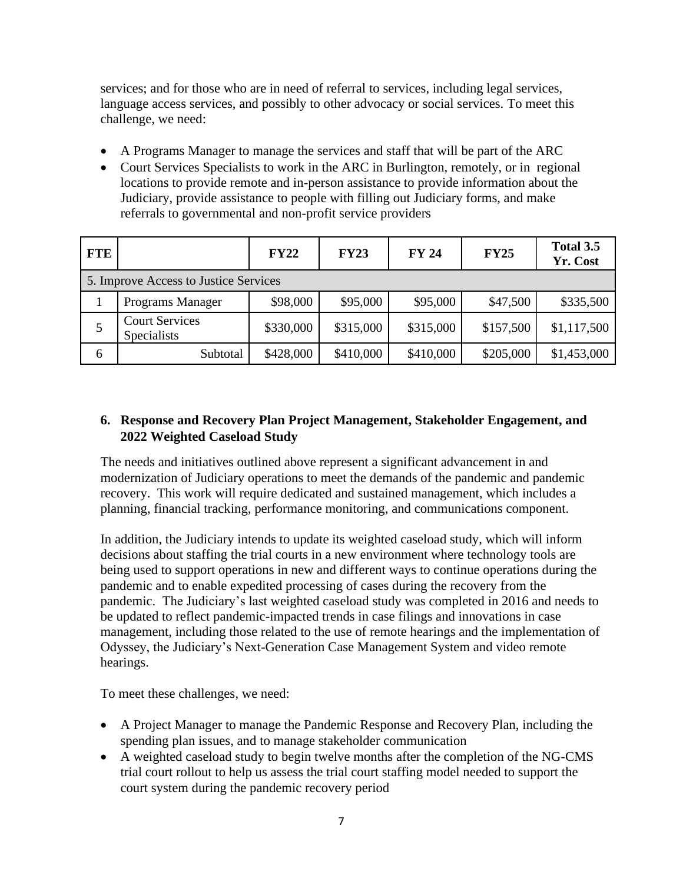services; and for those who are in need of referral to services, including legal services, language access services, and possibly to other advocacy or social services. To meet this challenge, we need:

- A Programs Manager to manage the services and staff that will be part of the ARC
- Court Services Specialists to work in the ARC in Burlington, remotely, or in regional locations to provide remote and in-person assistance to provide information about the Judiciary, provide assistance to people with filling out Judiciary forms, and make referrals to governmental and non-profit service providers

| FTE | | FY22 | FY23 | FY 24 | FY25 | Total 3.5 Yr. Cost |
|---|---|---|---|---|---|---|
| 5. Improve Access to Justice Services | | | | | | |
| 1 | Programs Manager | $98,000 | $95,000 | $95,000 | $47,500 | $335,500 |
| 5 | Court Services Specialists | $330,000 | $315,000 | $315,000 | $157,500 | $1,117,500 |
| 6 | Subtotal | $428,000 | $410,000 | $410,000 | $205,000 | $1,453,000 |

### 6. Response and Recovery Plan Project Management, Stakeholder Engagement, and 2022 Weighted Caseload Study

The needs and initiatives outlined above represent a significant advancement in and modernization of Judiciary operations to meet the demands of the pandemic and pandemic recovery. This work will require dedicated and sustained management, which includes a planning, financial tracking, performance monitoring, and communications component.

In addition, the Judiciary intends to update its weighted caseload study, which will inform decisions about staffing the trial courts in a new environment where technology tools are being used to support operations in new and different ways to continue operations during the pandemic and to enable expedited processing of cases during the recovery from the pandemic. The Judiciary's last weighted caseload study was completed in 2016 and needs to be updated to reflect pandemic-impacted trends in case filings and innovations in case management, including those related to the use of remote hearings and the implementation of Odyssey, the Judiciary's Next-Generation Case Management System and video remote hearings.

To meet these challenges, we need:

- A Project Manager to manage the Pandemic Response and Recovery Plan, including the spending plan issues, and to manage stakeholder communication
- A weighted caseload study to begin twelve months after the completion of the NG-CMS trial court rollout to help us assess the trial court staffing model needed to support the court system during the pandemic recovery period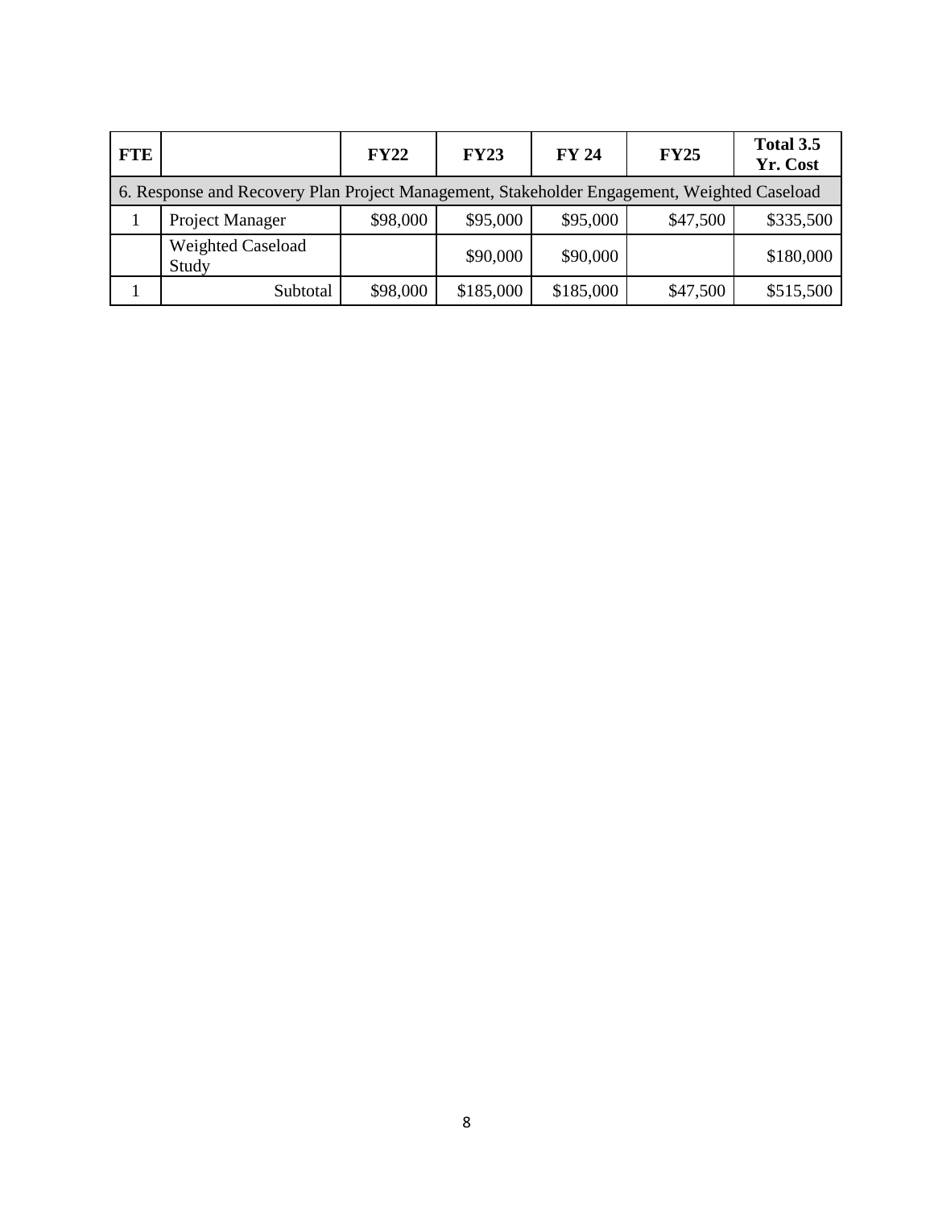| FTE | | FY22 | FY23 | FY 24 | FY25 | Total 3.5 Yr. Cost |
|---|---|---|---|---|---|---|
| 6. Response and Recovery Plan Project Management, Stakeholder Engagement, Weighted Caseload | | | | | | |
| 1 | Project Manager | $98,000 | $95,000 | $95,000 | $47,500 | $335,500 |
| | Weighted Caseload Study | | $90,000 | $90,000 | | $180,000 |
| 1 | Subtotal | $98,000 | $185,000 | $185,000 | $47,500 | $515,500 |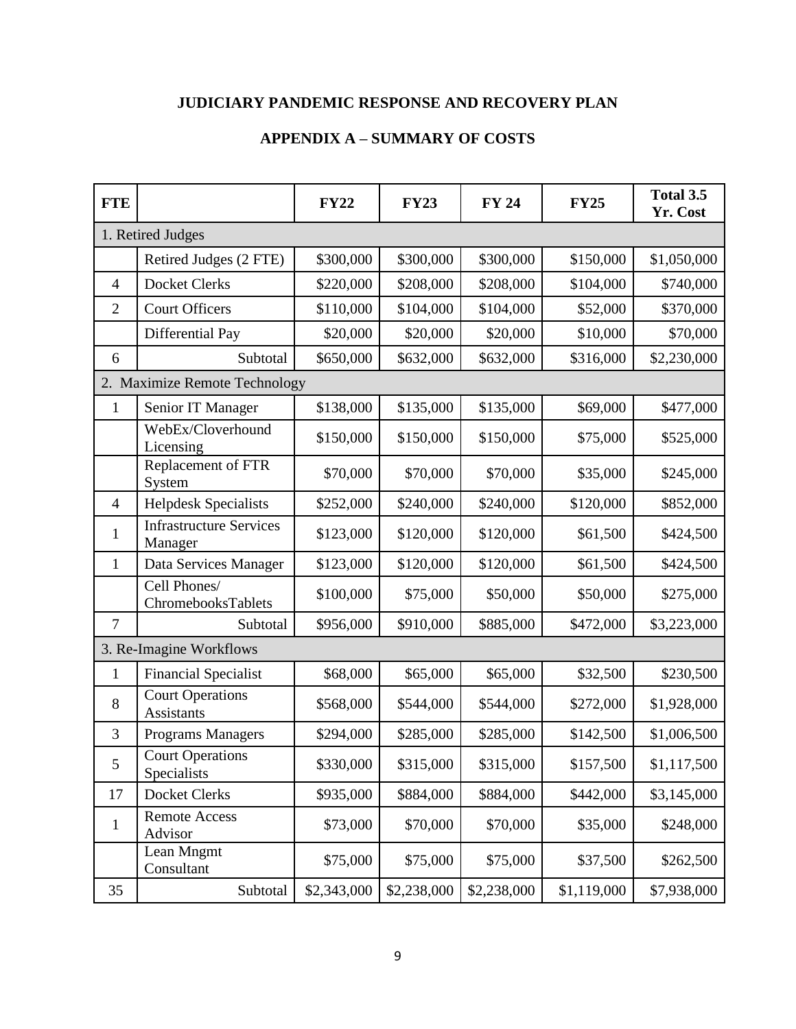# JUDICIARY PANDEMIC RESPONSE AND RECOVERY PLAN

## APPENDIX A – SUMMARY OF COSTS

| FTE | | FY22 | FY23 | FY 24 | FY25 | Total 3.5 Yr. Cost |
|---|---|---|---|---|---|---|
| 1. Retired Judges | | | | | | |
| | Retired Judges (2 FTE) | $300,000 | $300,000 | $300,000 | $150,000 | $1,050,000 |
| 4 | Docket Clerks | $220,000 | $208,000 | $208,000 | $104,000 | $740,000 |
| 2 | Court Officers | $110,000 | $104,000 | $104,000 | $52,000 | $370,000 |
| | Differential Pay | $20,000 | $20,000 | $20,000 | $10,000 | $70,000 |
| 6 | Subtotal | $650,000 | $632,000 | $632,000 | $316,000 | $2,230,000 |
| 2. Maximize Remote Technology | | | | | | |
| 1 | Senior IT Manager | $138,000 | $135,000 | $135,000 | $69,000 | $477,000 |
| | WebEx/Cloverhound Licensing | $150,000 | $150,000 | $150,000 | $75,000 | $525,000 |
| | Replacement of FTR System | $70,000 | $70,000 | $70,000 | $35,000 | $245,000 |
| 4 | Helpdesk Specialists | $252,000 | $240,000 | $240,000 | $120,000 | $852,000 |
| 1 | Infrastructure Services Manager | $123,000 | $120,000 | $120,000 | $61,500 | $424,500 |
| 1 | Data Services Manager | $123,000 | $120,000 | $120,000 | $61,500 | $424,500 |
| | Cell Phones/ ChromebooksTablets | $100,000 | $75,000 | $50,000 | $50,000 | $275,000 |
| 7 | Subtotal | $956,000 | $910,000 | $885,000 | $472,000 | $3,223,000 |
| 3. Re-Imagine Workflows | | | | | | |
| 1 | Financial Specialist | $68,000 | $65,000 | $65,000 | $32,500 | $230,500 |
| 8 | Court Operations Assistants | $568,000 | $544,000 | $544,000 | $272,000 | $1,928,000 |
| 3 | Programs Managers | $294,000 | $285,000 | $285,000 | $142,500 | $1,006,500 |
| 5 | Court Operations Specialists | $330,000 | $315,000 | $315,000 | $157,500 | $1,117,500 |
| 17 | Docket Clerks | $935,000 | $884,000 | $884,000 | $442,000 | $3,145,000 |
| 1 | Remote Access Advisor | $73,000 | $70,000 | $70,000 | $35,000 | $248,000 |
| | Lean Mngmt Consultant | $75,000 | $75,000 | $75,000 | $37,500 | $262,500 |
| 35 | Subtotal | $2,343,000 | $2,238,000 | $2,238,000 | $1,119,000 | $7,938,000 |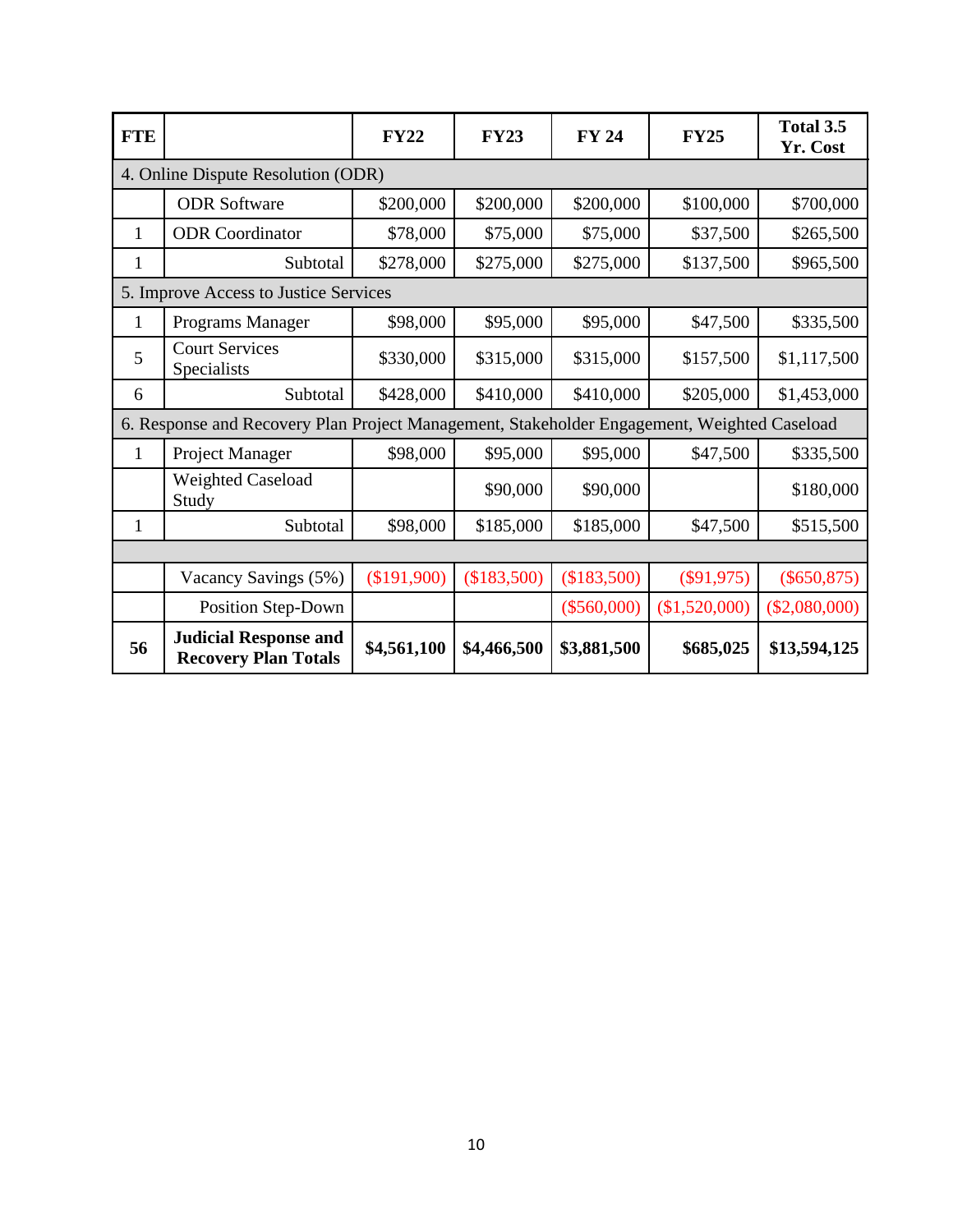| FTE | | FY22 | FY23 | FY 24 | FY25 | Total 3.5 Yr. Cost |
|---|---|---|---|---|---|---|
| 4. Online Dispute Resolution (ODR) | | | | | | |
| | ODR Software | $200,000 | $200,000 | $200,000 | $100,000 | $700,000 |
| 1 | ODR Coordinator | $78,000 | $75,000 | $75,000 | $37,500 | $265,500 |
| 1 | Subtotal | $278,000 | $275,000 | $275,000 | $137,500 | $965,500 |
| 5. Improve Access to Justice Services | | | | | | |
| 1 | Programs Manager | $98,000 | $95,000 | $95,000 | $47,500 | $335,500 |
| 5 | Court Services Specialists | $330,000 | $315,000 | $315,000 | $157,500 | $1,117,500 |
| 6 | Subtotal | $428,000 | $410,000 | $410,000 | $205,000 | $1,453,000 |
| 6. Response and Recovery Plan Project Management, Stakeholder Engagement, Weighted Caseload | | | | | | |
| 1 | Project Manager | $98,000 | $95,000 | $95,000 | $47,500 | $335,500 |
| | Weighted Caseload Study | | $90,000 | $90,000 | | $180,000 |
| 1 | Subtotal | $98,000 | $185,000 | $185,000 | $47,500 | $515,500 |
| | | | | | | |
| | Vacancy Savings (5%) | ($191,900) | ($183,500) | ($183,500) | ($91,975) | ($650,875) |
| | Position Step-Down | | | ($560,000) | ($1,520,000) | ($2,080,000) |
| **56** | **Judicial Response and Recovery Plan Totals** | **$4,561,100** | **$4,466,500** | **$3,881,500** | **$685,025** | **$13,594,125** |